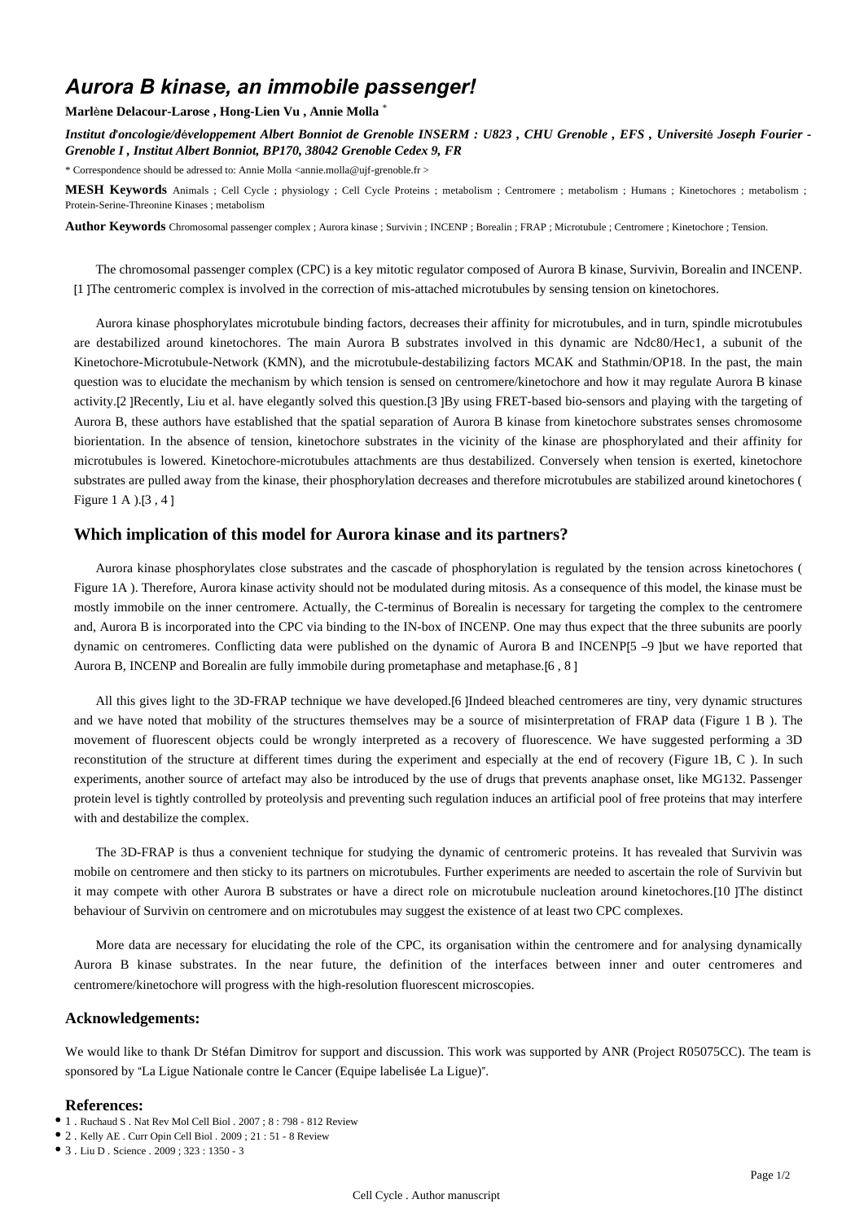# *Aurora B kinase, an immobile passenger!*

**Marlène Delacour-Larose , Hong-Lien Vu , Annie Molla** *

***Institut d'oncologie/développement Albert Bonniot de Grenoble INSERM : U823 , CHU Grenoble , EFS , Université Joseph Fourier - Grenoble I , Institut Albert Bonniot, BP170, 38042 Grenoble Cedex 9, FR***

\* Correspondence should be adressed to: Annie Molla <annie.molla@ujf-grenoble.fr >

**MESH Keywords** Animals ; Cell Cycle ; physiology ; Cell Cycle Proteins ; metabolism ; Centromere ; metabolism ; Humans ; Kinetochores ; metabolism ; Protein-Serine-Threonine Kinases ; metabolism

**Author Keywords** Chromosomal passenger complex ; Aurora kinase ; Survivin ; INCENP ; Borealin ; FRAP ; Microtubule ; Centromere ; Kinetochore ; Tension.

The chromosomal passenger complex (CPC) is a key mitotic regulator composed of Aurora B kinase, Survivin, Borealin and INCENP.[1 ]The centromeric complex is involved in the correction of mis-attached microtubules by sensing tension on kinetochores.

Aurora kinase phosphorylates microtubule binding factors, decreases their affinity for microtubules, and in turn, spindle microtubules are destabilized around kinetochores. The main Aurora B substrates involved in this dynamic are Ndc80/Hec1, a subunit of the Kinetochore-Microtubule-Network (KMN), and the microtubule-destabilizing factors MCAK and Stathmin/OP18. In the past, the main question was to elucidate the mechanism by which tension is sensed on centromere/kinetochore and how it may regulate Aurora B kinase activity.[2 ]Recently, Liu et al. have elegantly solved this question.[3 ]By using FRET-based bio-sensors and playing with the targeting of Aurora B, these authors have established that the spatial separation of Aurora B kinase from kinetochore substrates senses chromosome biorientation. In the absence of tension, kinetochore substrates in the vicinity of the kinase are phosphorylated and their affinity for microtubules is lowered. Kinetochore-microtubules attachments are thus destabilized. Conversely when tension is exerted, kinetochore substrates are pulled away from the kinase, their phosphorylation decreases and therefore microtubules are stabilized around kinetochores ( Figure 1 A ).[3 , 4 ]

## Which implication of this model for Aurora kinase and its partners?

Aurora kinase phosphorylates close substrates and the cascade of phosphorylation is regulated by the tension across kinetochores ( Figure 1A ). Therefore, Aurora kinase activity should not be modulated during mitosis. As a consequence of this model, the kinase must be mostly immobile on the inner centromere. Actually, the C-terminus of Borealin is necessary for targeting the complex to the centromere and, Aurora B is incorporated into the CPC via binding to the IN-box of INCENP. One may thus expect that the three subunits are poorly dynamic on centromeres. Conflicting data were published on the dynamic of Aurora B and INCENP[5 –9 ]but we have reported that Aurora B, INCENP and Borealin are fully immobile during prometaphase and metaphase.[6 , 8 ]

All this gives light to the 3D-FRAP technique we have developed.[6 ]Indeed bleached centromeres are tiny, very dynamic structures and we have noted that mobility of the structures themselves may be a source of misinterpretation of FRAP data (Figure 1 B ). The movement of fluorescent objects could be wrongly interpreted as a recovery of fluorescence. We have suggested performing a 3D reconstitution of the structure at different times during the experiment and especially at the end of recovery (Figure 1B, C ). In such experiments, another source of artefact may also be introduced by the use of drugs that prevents anaphase onset, like MG132. Passenger protein level is tightly controlled by proteolysis and preventing such regulation induces an artificial pool of free proteins that may interfere with and destabilize the complex.

The 3D-FRAP is thus a convenient technique for studying the dynamic of centromeric proteins. It has revealed that Survivin was mobile on centromere and then sticky to its partners on microtubules. Further experiments are needed to ascertain the role of Survivin but it may compete with other Aurora B substrates or have a direct role on microtubule nucleation around kinetochores.[10 ]The distinct behaviour of Survivin on centromere and on microtubules may suggest the existence of at least two CPC complexes.

More data are necessary for elucidating the role of the CPC, its organisation within the centromere and for analysing dynamically Aurora B kinase substrates. In the near future, the definition of the interfaces between inner and outer centromeres and centromere/kinetochore will progress with the high-resolution fluorescent microscopies.

### Acknowledgements:

We would like to thank Dr Stéfan Dimitrov for support and discussion. This work was supported by ANR (Project R05075CC). The team is sponsored by "La Ligue Nationale contre le Cancer (Equipe labelisée La Ligue)".

### References:

- 1 . Ruchaud S . Nat Rev Mol Cell Biol . 2007 ; 8 : 798 - 812 Review
- 2 . Kelly AE . Curr Opin Cell Biol . 2009 ; 21 : 51 - 8 Review
- 3 . Liu D . Science . 2009 ; 323 : 1350 - 3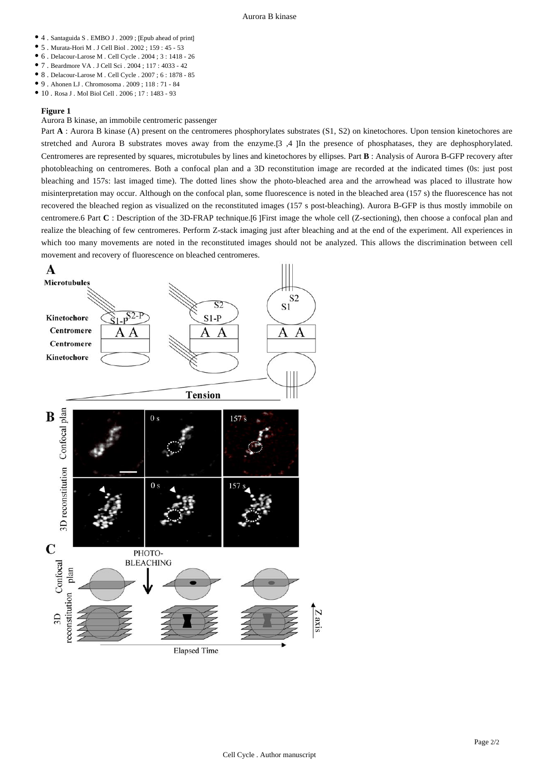- 4 . Santaguida S . EMBO J . 2009 ; [Epub ahead of print]
- 5 . Murata-Hori M . J Cell Biol . 2002 ; 159 : 45 - 53
- 6 . Delacour-Larose M . Cell Cycle . 2004 ; 3 : 1418 - 26
- 7 . Beardmore VA . J Cell Sci . 2004 ; 117 : 4033 - 42
- 8 . Delacour-Larose M . Cell Cycle . 2007 ; 6 : 1878 - 85
- 9 . Ahonen LJ . Chromosoma . 2009 ; 118 : 71 - 84
- 10 . Rosa J . Mol Biol Cell . 2006 ; 17 : 1483 - 93

**Figure 1**

Aurora B kinase, an immobile centromeric passenger

Part **A** : Aurora B kinase (A) present on the centromeres phosphorylates substrates (S1, S2) on kinetochores. Upon tension kinetochores are stretched and Aurora B substrates moves away from the enzyme.[3 ,4 ]In the presence of phosphatases, they are dephosphorylated. Centromeres are represented by squares, microtubules by lines and kinetochores by ellipses. Part **B** : Analysis of Aurora B-GFP recovery after photobleaching on centromeres. Both a confocal plan and a 3D reconstitution image are recorded at the indicated times (0s: just post bleaching and 157s: last imaged time). The dotted lines show the photo-bleached area and the arrowhead was placed to illustrate how misinterpretation may occur. Although on the confocal plan, some fluorescence is noted in the bleached area (157 s) the fluorescence has not recovered the bleached region as visualized on the reconstituted images (157 s post-bleaching). Aurora B-GFP is thus mostly immobile on centromere.6 Part **C** : Description of the 3D-FRAP technique.[6 ]First image the whole cell (Z-sectioning), then choose a confocal plan and realize the bleaching of few centromeres. Perform Z-stack imaging just after bleaching and at the end of the experiment. All experiences in which too many movements are noted in the reconstituted images should not be analyzed. This allows the discrimination between cell movement and recovery of fluorescence on bleached centromeres.

A

Microtubules

Kinetochore

Centromere

Centromere

Kinetochore

S1-P S2-P

A A

S2

S1-P

A A

S2

S1

A A

Tension

B

Confocal plan

3D reconstitution

0 s

157 s

0 s

157 s

C

PHOTO-BLEACHING

Confocal plan

3D reconstitution

Z axis

Elapsed Time